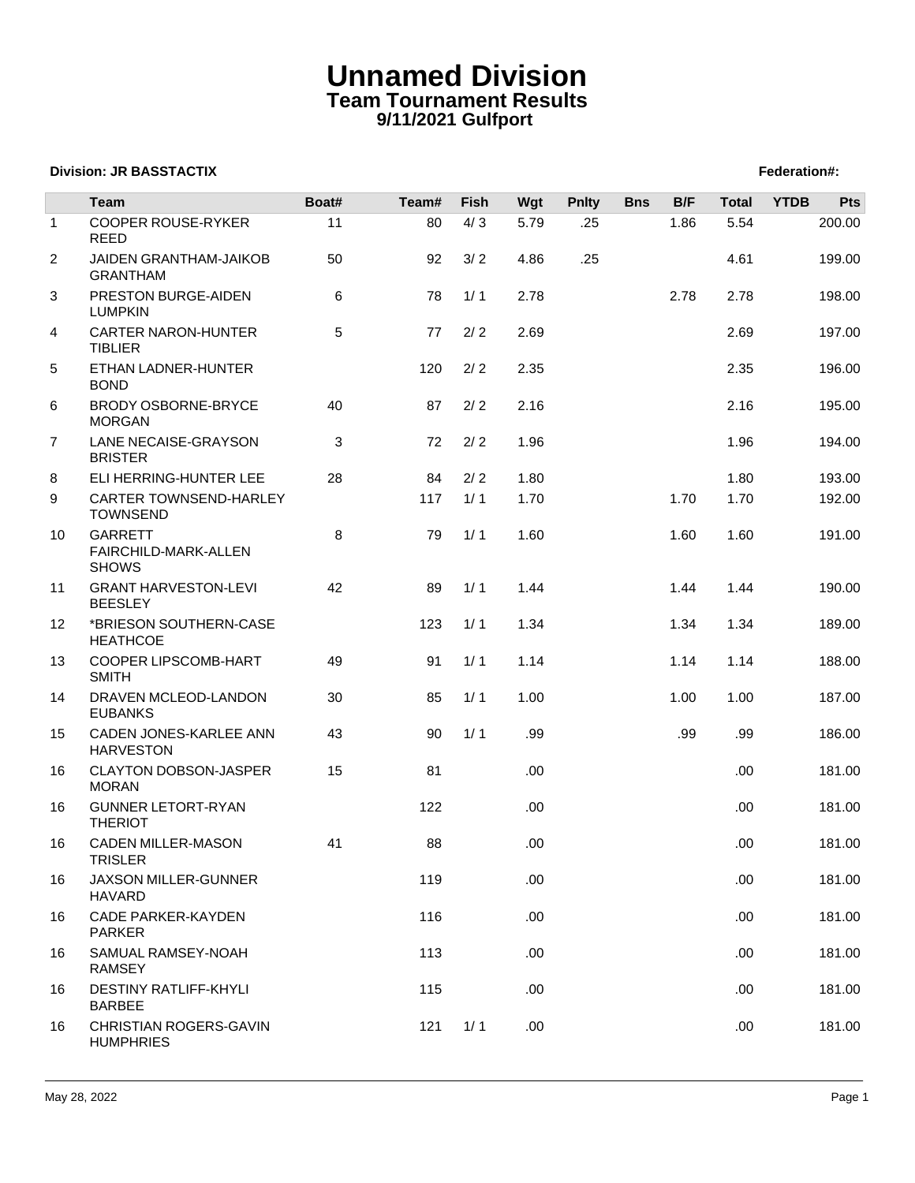# Unnamed Division
## Team Tournament Results
### 9/11/2021 Gulfport

**Division: JR BASSTACTIX** **Federation#:**

| | Team | Boat# | Team# | Fish | Wgt | Pnlty | Bns | B/F | Total | YTDB | Pts |
|---|---|---|---|---|---|---|---|---|---|---|---|
| 1 | COOPER ROUSE-RYKER REED | 11 | 80 | 4/ 3 | 5.79 | .25 | | 1.86 | 5.54 | | 200.00 |
| 2 | JAIDEN GRANTHAM-JAIKOB GRANTHAM | 50 | 92 | 3/ 2 | 4.86 | .25 | | | 4.61 | | 199.00 |
| 3 | PRESTON BURGE-AIDEN LUMPKIN | 6 | 78 | 1/ 1 | 2.78 | | | 2.78 | 2.78 | | 198.00 |
| 4 | CARTER NARON-HUNTER TIBLIER | 5 | 77 | 2/ 2 | 2.69 | | | | 2.69 | | 197.00 |
| 5 | ETHAN LADNER-HUNTER BOND | | 120 | 2/ 2 | 2.35 | | | | 2.35 | | 196.00 |
| 6 | BRODY OSBORNE-BRYCE MORGAN | 40 | 87 | 2/ 2 | 2.16 | | | | 2.16 | | 195.00 |
| 7 | LANE NECAISE-GRAYSON BRISTER | 3 | 72 | 2/ 2 | 1.96 | | | | 1.96 | | 194.00 |
| 8 | ELI HERRING-HUNTER LEE | 28 | 84 | 2/ 2 | 1.80 | | | | 1.80 | | 193.00 |
| 9 | CARTER TOWNSEND-HARLEY TOWNSEND | | 117 | 1/ 1 | 1.70 | | | 1.70 | 1.70 | | 192.00 |
| 10 | GARRETT FAIRCHILD-MARK-ALLEN SHOWS | 8 | 79 | 1/ 1 | 1.60 | | | 1.60 | 1.60 | | 191.00 |
| 11 | GRANT HARVESTON-LEVI BEESLEY | 42 | 89 | 1/ 1 | 1.44 | | | 1.44 | 1.44 | | 190.00 |
| 12 | *BRIESON SOUTHERN-CASE HEATHCOE | | 123 | 1/ 1 | 1.34 | | | 1.34 | 1.34 | | 189.00 |
| 13 | COOPER LIPSCOMB-HART SMITH | 49 | 91 | 1/ 1 | 1.14 | | | 1.14 | 1.14 | | 188.00 |
| 14 | DRAVEN MCLEOD-LANDON EUBANKS | 30 | 85 | 1/ 1 | 1.00 | | | 1.00 | 1.00 | | 187.00 |
| 15 | CADEN JONES-KARLEE ANN HARVESTON | 43 | 90 | 1/ 1 | .99 | | | .99 | .99 | | 186.00 |
| 16 | CLAYTON DOBSON-JASPER MORAN | 15 | 81 | | .00 | | | | .00 | | 181.00 |
| 16 | GUNNER LETORT-RYAN THERIOT | | 122 | | .00 | | | | .00 | | 181.00 |
| 16 | CADEN MILLER-MASON TRISLER | 41 | 88 | | .00 | | | | .00 | | 181.00 |
| 16 | JAXSON MILLER-GUNNER HAVARD | | 119 | | .00 | | | | .00 | | 181.00 |
| 16 | CADE PARKER-KAYDEN PARKER | | 116 | | .00 | | | | .00 | | 181.00 |
| 16 | SAMUAL RAMSEY-NOAH RAMSEY | | 113 | | .00 | | | | .00 | | 181.00 |
| 16 | DESTINY RATLIFF-KHYLI BARBEE | | 115 | | .00 | | | | .00 | | 181.00 |
| 16 | CHRISTIAN ROGERS-GAVIN HUMPHRIES | | 121 | 1/ 1 | .00 | | | | .00 | | 181.00 |

May 28, 2022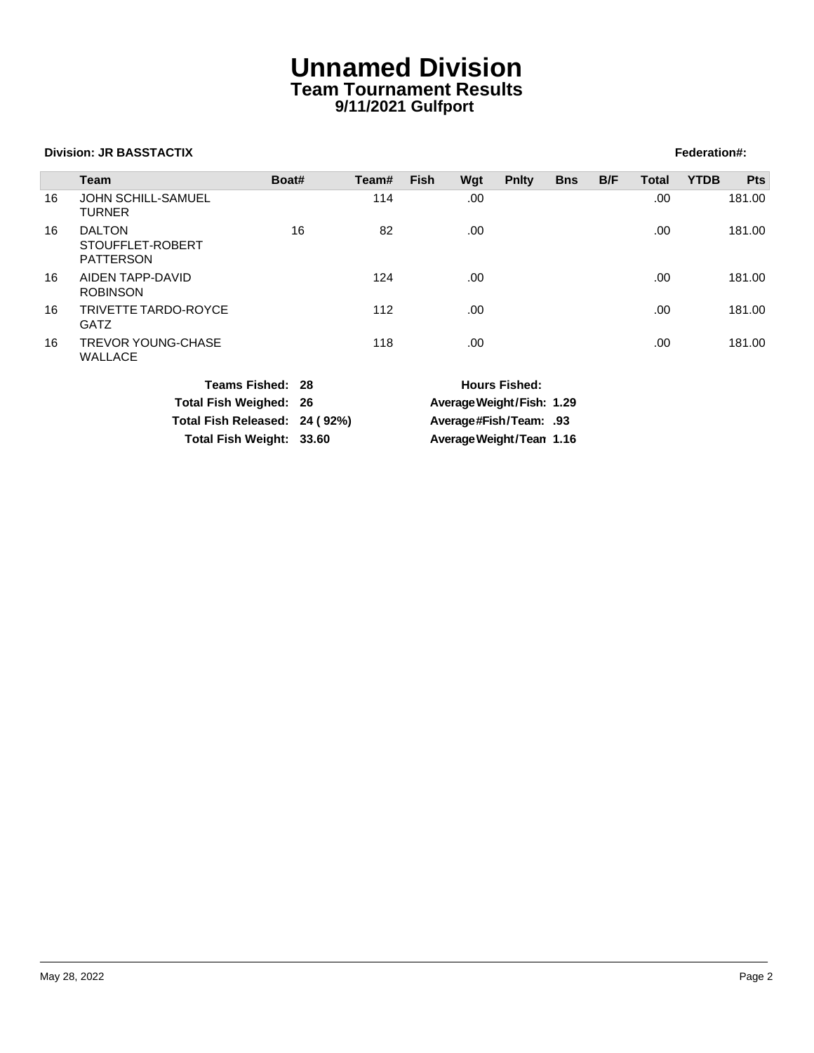# Unnamed Division

## Team Tournament Results

### 9/11/2021 Gulfport

**Division: JR BASSTACTIX** **Federation#:**

| | Team | Boat# | Team# | Fish | Wgt | Pnlty | Bns | B/F | Total | YTDB | Pts |
|---|---|---|---|---|---|---|---|---|---|---|---|
| 16 | JOHN SCHILL-SAMUEL TURNER | | 114 | | .00 | | | | .00 | | 181.00 |
| 16 | DALTON STOUFFLET-ROBERT PATTERSON | 16 | 82 | | .00 | | | | .00 | | 181.00 |
| 16 | AIDEN TAPP-DAVID ROBINSON | | 124 | | .00 | | | | .00 | | 181.00 |
| 16 | TRIVETTE TARDO-ROYCE GATZ | | 112 | | .00 | | | | .00 | | 181.00 |
| 16 | TREVOR YOUNG-CHASE WALLACE | | 118 | | .00 | | | | .00 | | 181.00 |

**Teams Fished:** 28

**Total Fish Weighed:** 26

**Total Fish Released:** 24 ( 92%)

**Total Fish Weight:** 33.60

**Hours Fished:**

**Average Weight/Fish:** 1.29

**Average#Fish/Team:** .93

**Average Weight/Tean** 1.16

May 28, 2022